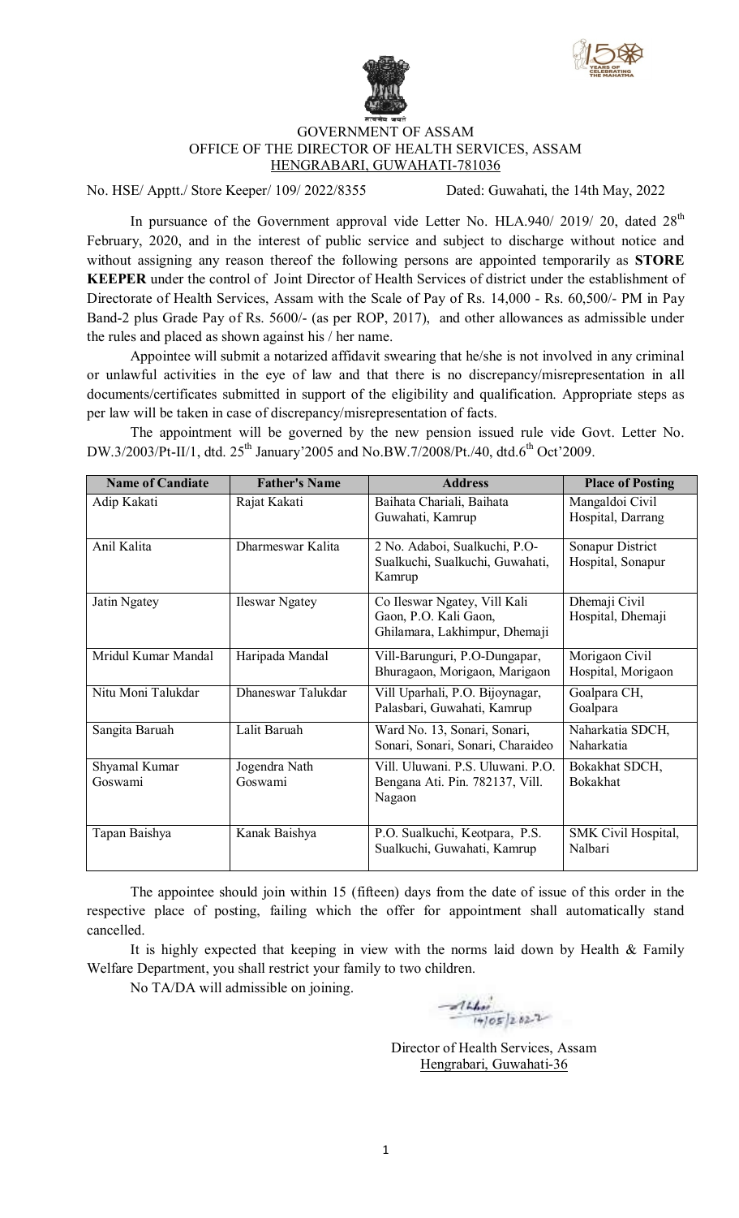GOVERNMENT OF ASSAM
OFFICE OF THE DIRECTOR OF HEALTH SERVICES, ASSAM
HENGRABARI, GUWAHATI-781036

No. HSE/ Apptt./ Store Keeper/ 109/ 2022/8355 Dated: Guwahati, the 14th May, 2022

In pursuance of the Government approval vide Letter No. HLA.940/ 2019/ 20, dated 28th February, 2020, and in the interest of public service and subject to discharge without notice and without assigning any reason thereof the following persons are appointed temporarily as **STORE KEEPER** under the control of Joint Director of Health Services of district under the establishment of Directorate of Health Services, Assam with the Scale of Pay of Rs. 14,000 - Rs. 60,500/- PM in Pay Band-2 plus Grade Pay of Rs. 5600/- (as per ROP, 2017), and other allowances as admissible under the rules and placed as shown against his / her name.

Appointee will submit a notarized affidavit swearing that he/she is not involved in any criminal or unlawful activities in the eye of law and that there is no discrepancy/misrepresentation in all documents/certificates submitted in support of the eligibility and qualification. Appropriate steps as per law will be taken in case of discrepancy/misrepresentation of facts.

The appointment will be governed by the new pension issued rule vide Govt. Letter No. DW.3/2003/Pt-II/1, dtd. 25th January'2005 and No.BW.7/2008/Pt./40, dtd.6th Oct'2009.

| Name of Candiate | Father's Name | Address | Place of Posting |
|---|---|---|---|
| Adip Kakati | Rajat Kakati | Baihata Chariali, Baihata Guwahati, Kamrup | Mangaldoi Civil Hospital, Darrang |
| Anil Kalita | Dharmeswar Kalita | 2 No. Adaboi, Sualkuchi, P.O-Sualkuchi, Sualkuchi, Guwahati, Kamrup | Sonapur District Hospital, Sonapur |
| Jatin Ngatey | Ileswar Ngatey | Co Ileswar Ngatey, Vill Kali Gaon, P.O. Kali Gaon, Ghilamara, Lakhimpur, Dhemaji | Dhemaji Civil Hospital, Dhemaji |
| Mridul Kumar Mandal | Haripada Mandal | Vill-Barunguri, P.O-Dungapar, Bhuragaon, Morigaon, Marigaon | Morigaon Civil Hospital, Morigaon |
| Nitu Moni Talukdar | Dhaneswar Talukdar | Vill Uparhali, P.O. Bijoynagar, Palasbari, Guwahati, Kamrup | Goalpara CH, Goalpara |
| Sangita Baruah | Lalit Baruah | Ward No. 13, Sonari, Sonari, Sonari, Sonari, Sonari, Charaideo | Naharkatia SDCH, Naharkatia |
| Shyamal Kumar Goswami | Jogendra Nath Goswami | Vill. Uluwani. P.S. Uluwani. P.O. Bengana Ati. Pin. 782137, Vill. Nagaon | Bokakhat SDCH, Bokakhat |
| Tapan Baishya | Kanak Baishya | P.O. Sualkuchi, Keotpara, P.S. Sualkuchi, Guwahati, Kamrup | SMK Civil Hospital, Nalbari |

The appointee should join within 15 (fifteen) days from the date of issue of this order in the respective place of posting, failing which the offer for appointment shall automatically stand cancelled.

It is highly expected that keeping in view with the norms laid down by Health & Family Welfare Department, you shall restrict your family to two children.

No TA/DA will admissible on joining.

14/05/2022

Director of Health Services, Assam
Hengrabari, Guwahati-36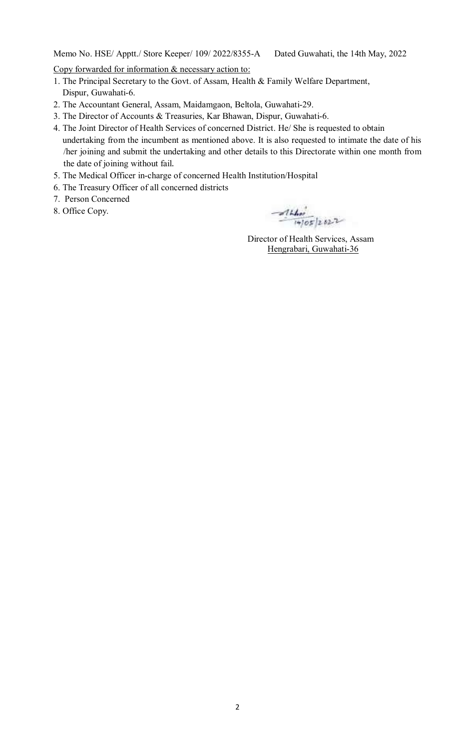Memo No. HSE/ Apptt./ Store Keeper/ 109/ 2022/8355-A      Dated Guwahati, the 14th May, 2022

Copy forwarded for information & necessary action to:

1. The Principal Secretary to the Govt. of Assam, Health & Family Welfare Department, Dispur, Guwahati-6.
2. The Accountant General, Assam, Maidamgaon, Beltola, Guwahati-29.
3. The Director of Accounts & Treasuries, Kar Bhawan, Dispur, Guwahati-6.
4. The Joint Director of Health Services of concerned District. He/ She is requested to obtain undertaking from the incumbent as mentioned above. It is also requested to intimate the date of his /her joining and submit the undertaking and other details to this Directorate within one month from the date of joining without fail.
5. The Medical Officer in-charge of concerned Health Institution/Hospital
6. The Treasury Officer of all concerned districts
7. Person Concerned
8. Office Copy.

Sd/- 14/05/2022

Director of Health Services, Assam
Hengrabari, Guwahati-36